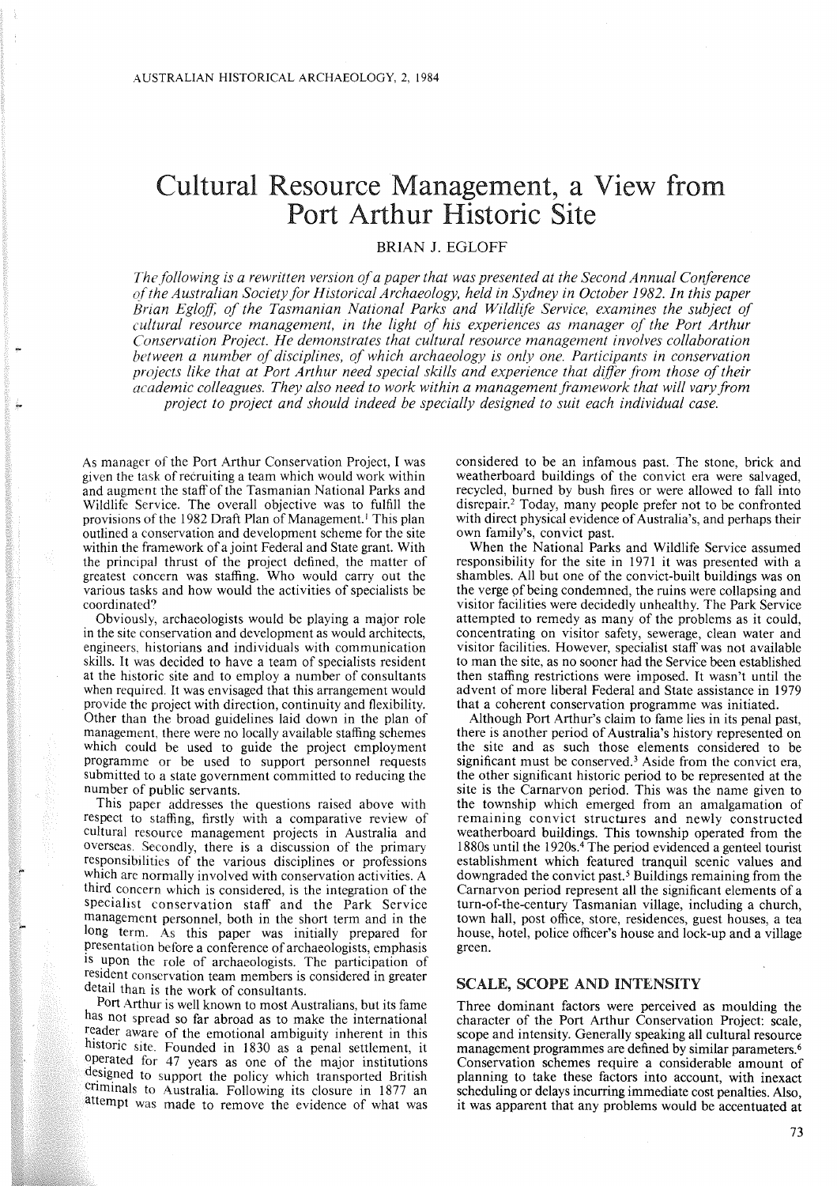# Cultural Resource Management, a View from Port Arthur Historic Site

BRIAN J. EGLOFF

*The following is a rewritten version of a paper that was presented at the Second Annual Conference of the Australian Society for Historical Archaeology, held in Sydney in October 1982. In this paper Brian Egloff, of the Tasmanian National Parks and Wildlife Service, examines the subject of cultural resource management, in the light of his experiences as manager of the Port Arthur Conservation Project. He demonstrates that cultural resource management involves collaboration between a number of disciplines, of which archaeology is only one. Participants in conservation projects like that at Port Arthur need special skills and experience that differ from those of their academic colleagues. They also need to work within a management framework that will vary from project to project and should indeed be specially designed to suit each individual case.*

As manager of the Port Arthur Conservation Project, I was given the task of recruiting a team which would work within and augment the staff of the Tasmanian National Parks and Wildlife Service. The overall objective was to fulfill the provisions of the 1982 Draft Plan of Management.[1] This plan outlined a conservation and development scheme for the site within the framework of a joint Federal and State grant. With the principal thrust of the project defined, the matter of greatest concern was staffing. Who would carry out the various tasks and how would the activities of specialists be coordinated?

Obviously, archaeologists would be playing a major role in the site conservation and development as would architects, engineers, historians and individuals with communication skills. It was decided to have a team of specialists resident at the historic site and to employ a number of consultants when required. It was envisaged that this arrangement would provide the project with direction, continuity and flexibility. Other than the broad guidelines laid down in the plan of management, there were no locally available staffing schemes which could be used to guide the project employment programme or be used to support personnel requests submitted to a state government committed to reducing the number of public servants.

This paper addresses the questions raised above with respect to staffing, firstly with a comparative review of cultural resource management projects in Australia and overseas. Secondly, there is a discussion of the primary responsibilities of the various disciplines or professions which are normally involved with conservation activities. A third concern which is considered, is the integration of the specialist conservation staff and the Park Service management personnel, both in the short term and in the long term. As this paper was initially prepared for presentation before a conference of archaeologists, emphasis is upon the role of archaeologists. The participation of resident conservation team members is considered in greater detail than is the work of consultants.

Port Arthur is well known to most Australians, but its fame has not spread so far abroad as to make the international reader aware of the emotional ambiguity inherent in this historic site. Founded in 1830 as a penal settlement, it operated for 47 years as one of the major institutions designed to support the policy which transported British criminals to Australia. Following its closure in 1877 an attempt was made to remove the evidence of what was considered to be an infamous past. The stone, brick and weatherboard buildings of the convict era were salvaged, recycled, burned by bush fires or were allowed to fall into disrepair.[2] Today, many people prefer not to be confronted with direct physical evidence of Australia's, and perhaps their own family's, convict past.

When the National Parks and Wildlife Service assumed responsibility for the site in 1971 it was presented with a shambles. All but one of the convict-built buildings was on the verge of being condemned, the ruins were collapsing and visitor facilities were decidedly unhealthy. The Park Service attempted to remedy as many of the problems as it could, concentrating on visitor safety, sewerage, clean water and visitor facilities. However, specialist staff was not available to man the site, as no sooner had the Service been established then staffing restrictions were imposed. It wasn't until the advent of more liberal Federal and State assistance in 1979 that a coherent conservation programme was initiated.

Although Port Arthur's claim to fame lies in its penal past, there is another period of Australia's history represented on the site and as such those elements considered to be significant must be conserved.[3] Aside from the convict era, the other significant historic period to be represented at the site is the Carnarvon period. This was the name given to the township which emerged from an amalgamation of remaining convict structures and newly constructed weatherboard buildings. This township operated from the 1880s until the 1920s.[4] The period evidenced a genteel tourist establishment which featured tranquil scenic values and downgraded the convict past.[5] Buildings remaining from the Carnarvon period represent all the significant elements of a turn-of-the-century Tasmanian village, including a church, town hall, post office, store, residences, guest houses, a tea house, hotel, police officer's house and lock-up and a village green.

## SCALE, SCOPE AND INTENSITY

Three dominant factors were perceived as moulding the character of the Port Arthur Conservation Project: scale, scope and intensity. Generally speaking all cultural resource management programmes are defined by similar parameters.[6] Conservation schemes require a considerable amount of planning to take these factors into account, with inexact scheduling or delays incurring immediate cost penalties. Also, it was apparent that any problems would be accentuated at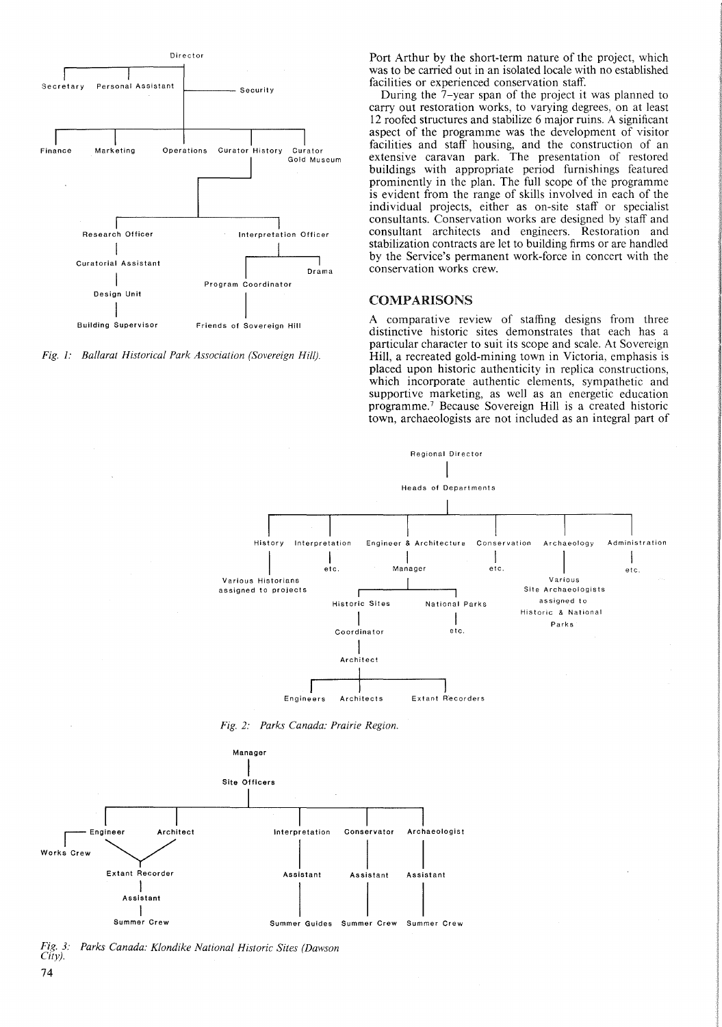Director

Secretary

Personal Assistant

Security

Finance

Marketing

Operations

Curator History

Curator Gold Museum

Research Officer

Curatorial Assistant

Design Unit

Building Supervisor

Interpretation Officer

Drama

Program Coordinator

Friends of Sovereign Hill

*Fig. 1: Ballarat Historical Park Association (Sovereign Hill).*

Port Arthur by the short-term nature of the project, which was to be carried out in an isolated locale with no established facilities or experienced conservation staff.

During the 7-year span of the project it was planned to carry out restoration works, to varying degrees, on at least 12 roofed structures and stabilize 6 major ruins. A significant aspect of the programme was the development of visitor facilities and staff housing, and the construction of an extensive caravan park. The presentation of restored buildings with appropriate period furnishings featured prominently in the plan. The full scope of the programme is evident from the range of skills involved in each of the individual projects, either as on-site staff or specialist consultants. Conservation works are designed by staff and consultant architects and engineers. Restoration and stabilization contracts are let to building firms or are handled by the Service's permanent work-force in concert with the conservation works crew.

## COMPARISONS

A comparative review of staffing designs from three distinctive historic sites demonstrates that each has a particular character to suit its scope and scale. At Sovereign Hill, a recreated gold-mining town in Victoria, emphasis is placed upon historic authenticity in replica constructions, which incorporate authentic elements, sympathetic and supportive marketing, as well as an energetic education programme.[7] Because Sovereign Hill is a created historic town, archaeologists are not included as an integral part of

Regional Director

Heads of Departments

History

Various Historians assigned to projects

Interpretation

etc.

Engineer & Architecture

Manager

Historic Sites

Coordinator

Architect

Engineers

Architects

Extant Recorders

National Parks

etc.

Conservation

etc.

Archaeology

Various Site Archaeologists assigned to Historic & National Parks

Administration

etc.

*Fig. 2: Parks Canada: Prairie Region.*

Manager

Site Officers

Engineer

Works Crew

Architect

Extant Recorder

Assistant

Summer Crew

Interpretation

Assistant

Summer Guides

Conservator

Assistant

Summer Crew

Archaeologist

Assistant

Summer Crew

*Fig. 3: Parks Canada: Klondike National Historic Sites (Dawson City).*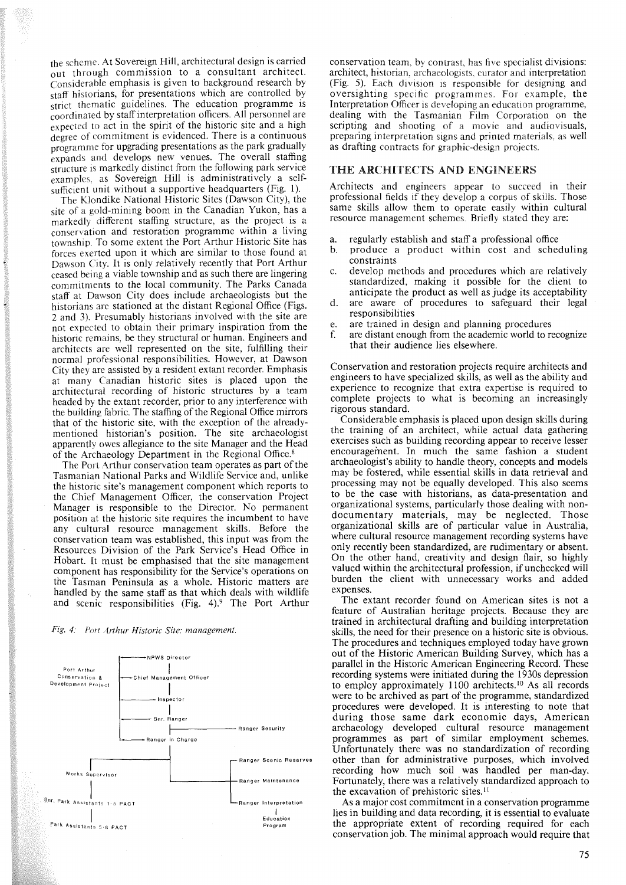the scheme. At Sovereign Hill, architectural design is carried out through commission to a consultant architect. Considerable emphasis is given to background research by staff historians, for presentations which are controlled by strict thematic guidelines. The education programme is coordinated by staff interpretation officers. All personnel are expected to act in the spirit of the historic site and a high degree of commitment is evidenced. There is a continuous programme for upgrading presentations as the park gradually expands and develops new venues. The overall staffing structure is markedly distinct from the following park service examples, as Sovereign Hill is administratively a self-sufficient unit without a supportive headquarters (Fig. 1).

The Klondike National Historic Sites (Dawson City), the site of a gold-mining boom in the Canadian Yukon, has a markedly different staffing structure, as the project is a conservation and restoration programme within a living township. To some extent the Port Arthur Historic Site has forces exerted upon it which are similar to those found at Dawson City. It is only relatively recently that Port Arthur ceased being a viable township and as such there are lingering commitments to the local community. The Parks Canada staff at Dawson City does include archaeologists but the historians are stationed at the distant Regional Office (Figs. 2 and 3). Presumably historians involved with the site are not expected to obtain their primary inspiration from the historic remains, be they structural or human. Engineers and architects are well represented on the site, fulfilling their normal professional responsibilities. However, at Dawson City they are assisted by a resident extant recorder. Emphasis at many Canadian historic sites is placed upon the architectural recording of historic structures by a team headed by the extant recorder, prior to any interference with the building fabric. The staffing of the Regional Office mirrors that of the historic site, with the exception of the already-mentioned historian's position. The site archaeologist apparently owes allegiance to the site Manager and the Head of the Archaeology Department in the Regional Office.[8]

The Port Arthur conservation team operates as part of the Tasmanian National Parks and Wildlife Service and, unlike the historic site's management component which reports to the Chief Management Officer, the conservation Project Manager is responsible to the Director. No permanent position at the historic site requires the incumbent to have any cultural resource management skills. Before the conservation team was established, this input was from the Resources Division of the Park Service's Head Office in Hobart. It must be emphasised that the site management component has responsibility for the Service's operations on the Tasman Peninsula as a whole. Historic matters are handled by the same staff as that which deals with wildlife and scenic responsibilities (Fig. 4).[9] The Port Arthur conservation team, by contrast, has five specialist divisions: architect, historian, archaeologists, curator and interpretation (Fig. 5). Each division is responsible for designing and oversighting specific programmes. For example, the Interpretation Officer is developing an education programme, dealing with the Tasmanian Film Corporation on the scripting and shooting of a movie and audiovisuals, preparing interpretation signs and printed materials, as well as drafting contracts for graphic-design projects.

*Fig. 4: Port Arthur Historic Site: management.*

NPWS Director
Port Arthur Conservation & Development Project
Chief Management Officer
Inspector
Snr. Ranger
Ranger Security
Ranger in Charge
Works Supervisor
Snr. Park Assistants 1-5 PACT
Park Assistants 5-6 PACT
Ranger Scenic Reserves
Ranger Maintenance
Ranger Interpretation
Education Program

## THE ARCHITECTS AND ENGINEERS

Architects and engineers appear to succeed in their professional fields if they develop a corpus of skills. Those same skills allow them to operate easily within cultural resource management schemes. Briefly stated they are:

a. regularly establish and staff a professional office
b. produce a product within cost and scheduling constraints
c. develop methods and procedures which are relatively standardized, making it possible for the client to anticipate the product as well as judge its acceptability
d. are aware of procedures to safeguard their legal responsibilities
e. are trained in design and planning procedures
f. are distant enough from the academic world to recognize that their audience lies elsewhere.

Conservation and restoration projects require architects and engineers to have specialized skills, as well as the ability and experience to recognize that extra expertise is required to complete projects to what is becoming an increasingly rigorous standard.

Considerable emphasis is placed upon design skills during the training of an architect, while actual data gathering exercises such as building recording appear to receive lesser encouragement. In much the same fashion a student archaeologist's ability to handle theory, concepts and models may be fostered, while essential skills in data retrieval and processing may not be equally developed. This also seems to be the case with historians, as data-presentation and organizational systems, particularly those dealing with non-documentary materials, may be neglected. Those organizational skills are of particular value in Australia, where cultural resource management recording systems have only recently been standardized, are rudimentary or absent. On the other hand, creativity and design flair, so highly valued within the architectural profession, if unchecked will burden the client with unnecessary works and added expenses.

The extant recorder found on American sites is not a feature of Australian heritage projects. Because they are trained in architectural drafting and building interpretation skills, the need for their presence on a historic site is obvious. The procedures and techniques employed today have grown out of the Historic American Building Survey, which has a parallel in the Historic American Engineering Record. These recording systems were initiated during the 1930s depression to employ approximately 1100 architects.[10] As all records were to be archived as part of the programme, standardized procedures were developed. It is interesting to note that during those same dark economic days, American archaeology developed cultural resource management programmes as part of similar employment schemes. Unfortunately there was no standardization of recording other than for administrative purposes, which involved recording how much soil was handled per man-day. Fortunately, there was a relatively standardized approach to the excavation of prehistoric sites.[11]

As a major cost commitment in a conservation programme lies in building and data recording, it is essential to evaluate the appropriate extent of recording required for each conservation job. The minimal approach would require that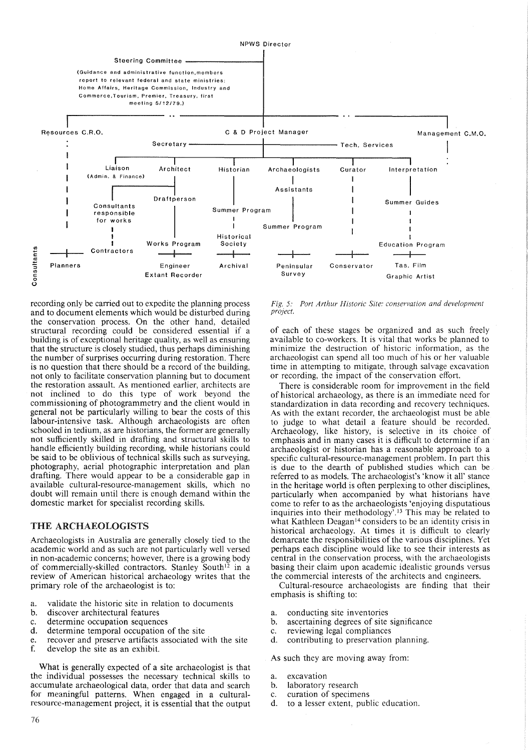NPWS Director

Steering Committee

(Guidance and administrative function, members report to relevant federal and state ministries: Home Affairs, Heritage Commission, Industry and Commerce, Tourism, Premier, Treasury, first meeting 5/12/79.)

Resources C.R.O.

C & D Project Manager

Management C.M.O.

Secretary

Tech. Services

Liaison (Admin. & Finance)

Architect

Historian

Archaeologists

Curator

Interpretation

Assistants

Draftperson

Consultants responsible for works

Summer Program

Summer Guides

Summer Program

Historical Society

Works Program

Education Program

Contractors

Consultants

Planners

Engineer

Extant Recorder

Archival

Peninsular Survey

Conservator

Tas. Film

Graphic Artist

*Fig. 5: Port Arthur Historic Site: conservation and development project.*

recording only be carried out to expedite the planning process and to document elements which would be disturbed during the conservation process. On the other hand, detailed structural recording could be considered essential if a building is of exceptional heritage quality, as well as ensuring that the structure is closely studied, thus perhaps diminishing the number of surprises occurring during restoration. There is no question that there should be a record of the building, not only to facilitate conservation planning but to document the restoration assault. As mentioned earlier, architects are not inclined to do this type of work beyond the commissioning of photogrammetry and the client would in general not be particularly willing to bear the costs of this labour-intensive task. Although archaeologists are often schooled in tedium, as are historians, the former are generally not sufficiently skilled in drafting and structural skills to handle efficiently building recording, while historians could be said to be oblivious of technical skills such as surveying, photography, aerial photographic interpretation and plan drafting. There would appear to be a considerable gap in available cultural-resource-management skills, which no doubt will remain until there is enough demand within the domestic market for specialist recording skills.

## THE ARCHAEOLOGISTS

Archaeologists in Australia are generally closely tied to the academic world and as such are not particularly well versed in non-academic concerns; however, there is a growing body of commercially-skilled contractors. Stanley South[12] in a review of American historical archaeology writes that the primary role of the archaeologist is to:

a. validate the historic site in relation to documents
b. discover architectural features
c. determine occupation sequences
d. determine temporal occupation of the site
e. recover and preserve artifacts associated with the site
f. develop the site as an exhibit.

What is generally expected of a site archaeologist is that the individual possesses the necessary technical skills to accumulate archaeological data, order that data and search for meaningful patterns. When engaged in a cultural-resource-management project, it is essential that the output of each of these stages be organized and as such freely available to co-workers. It is vital that works be planned to minimize the destruction of historic information, as the archaeologist can spend all too much of his or her valuable time in attempting to mitigate, through salvage excavation or recording, the impact of the conservation effort.

There is considerable room for improvement in the field of historical archaeology, as there is an immediate need for standardization in data recording and recovery techniques. As with the extant recorder, the archaeologist must be able to judge to what detail a feature should be recorded. Archaeology, like history, is selective in its choice of emphasis and in many cases it is difficult to determine if an archaeologist or historian has a reasonable approach to a specific cultural-resource-management problem. In part this is due to the dearth of published studies which can be referred to as models. The archaeologist's 'know it all' stance in the heritage world is often perplexing to other disciplines, particularly when accompanied by what historians have come to refer to as the archaeologists 'enjoying disputatious inquiries into their methodology'.[13] This may be related to what Kathleen Deagan[14] considers to be an identity crisis in historical archaeology. At times it is difficult to clearly demarcate the responsibilities of the various disciplines. Yet perhaps each discipline would like to see their interests as central in the conservation process, with the archaeologists basing their claim upon academic idealistic grounds versus the commercial interests of the architects and engineers.

Cultural-resource archaeologists are finding that their emphasis is shifting to:

a. conducting site inventories
b. ascertaining degrees of site significance
c. reviewing legal compliances
d. contributing to preservation planning.

As such they are moving away from:

a. excavation
b. laboratory research
c. curation of specimens
d. to a lesser extent, public education.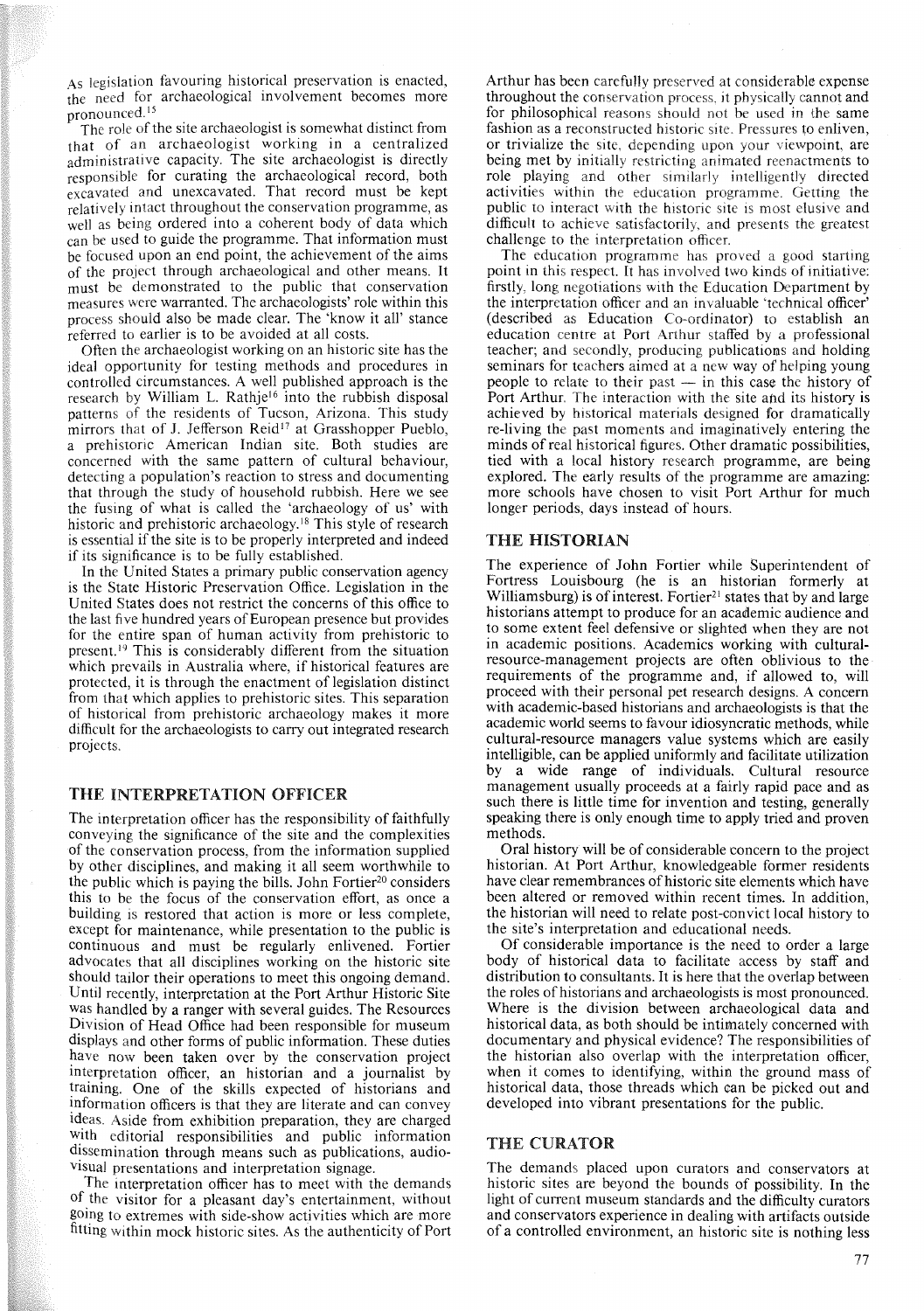As legislation favouring historical preservation is enacted, the need for archaeological involvement becomes more pronounced.[15]

The role of the site archaeologist is somewhat distinct from that of an archaeologist working in a centralized administrative capacity. The site archaeologist is directly responsible for curating the archaeological record, both excavated and unexcavated. That record must be kept relatively intact throughout the conservation programme, as well as being ordered into a coherent body of data which can be used to guide the programme. That information must be focused upon an end point, the achievement of the aims of the project through archaeological and other means. It must be demonstrated to the public that conservation measures were warranted. The archaeologists' role within this process should also be made clear. The 'know it all' stance referred to earlier is to be avoided at all costs.

Often the archaeologist working on an historic site has the ideal opportunity for testing methods and procedures in controlled circumstances. A well published approach is the research by William L. Rathje[16] into the rubbish disposal patterns of the residents of Tucson, Arizona. This study mirrors that of J. Jefferson Reid[17] at Grasshopper Pueblo, a prehistoric American Indian site. Both studies are concerned with the same pattern of cultural behaviour, detecting a population's reaction to stress and documenting that through the study of household rubbish. Here we see the fusing of what is called the 'archaeology of us' with historic and prehistoric archaeology.[18] This style of research is essential if the site is to be properly interpreted and indeed if its significance is to be fully established.

In the United States a primary public conservation agency is the State Historic Preservation Office. Legislation in the United States does not restrict the concerns of this office to the last five hundred years of European presence but provides for the entire span of human activity from prehistoric to present.[19] This is considerably different from the situation which prevails in Australia where, if historical features are protected, it is through the enactment of legislation distinct from that which applies to prehistoric sites. This separation of historical from prehistoric archaeology makes it more difficult for the archaeologists to carry out integrated research projects.

## THE INTERPRETATION OFFICER

The interpretation officer has the responsibility of faithfully conveying the significance of the site and the complexities of the conservation process, from the information supplied by other disciplines, and making it all seem worthwhile to the public which is paying the bills. John Fortier[20] considers this to be the focus of the conservation effort, as once a building is restored that action is more or less complete, except for maintenance, while presentation to the public is continuous and must be regularly enlivened. Fortier advocates that all disciplines working on the historic site should tailor their operations to meet this ongoing demand. Until recently, interpretation at the Port Arthur Historic Site was handled by a ranger with several guides. The Resources Division of Head Office had been responsible for museum displays and other forms of public information. These duties have now been taken over by the conservation project interpretation officer, an historian and a journalist by training. One of the skills expected of historians and information officers is that they are literate and can convey ideas. Aside from exhibition preparation, they are charged with editorial responsibilities and public information dissemination through means such as publications, audio-visual presentations and interpretation signage.

The interpretation officer has to meet with the demands of the visitor for a pleasant day's entertainment, without going to extremes with side-show activities which are more fitting within mock historic sites. As the authenticity of Port Arthur has been carefully preserved at considerable expense throughout the conservation process, it physically cannot and for philosophical reasons should not be used in the same fashion as a reconstructed historic site. Pressures to enliven, or trivialize the site, depending upon your viewpoint, are being met by initially restricting animated reenactments to role playing and other similarly intelligently directed activities within the education programme. Getting the public to interact with the historic site is most elusive and difficult to achieve satisfactorily, and presents the greatest challenge to the interpretation officer.

The education programme has proved a good starting point in this respect. It has involved two kinds of initiative: firstly, long negotiations with the Education Department by the interpretation officer and an invaluable 'technical officer' (described as Education Co-ordinator) to establish an education centre at Port Arthur staffed by a professional teacher; and secondly, producing publications and holding seminars for teachers aimed at a new way of helping young people to relate to their past — in this case the history of Port Arthur. The interaction with the site and its history is achieved by historical materials designed for dramatically re-living the past moments and imaginatively entering the minds of real historical figures. Other dramatic possibilities, tied with a local history research programme, are being explored. The early results of the programme are amazing: more schools have chosen to visit Port Arthur for much longer periods, days instead of hours.

## THE HISTORIAN

The experience of John Fortier while Superintendent of Fortress Louisbourg (he is an historian formerly at Williamsburg) is of interest. Fortier[21] states that by and large historians attempt to produce for an academic audience and to some extent feel defensive or slighted when they are not in academic positions. Academics working with cultural-resource-management projects are often oblivious to the requirements of the programme and, if allowed to, will proceed with their personal pet research designs. A concern with academic-based historians and archaeologists is that the academic world seems to favour idiosyncratic methods, while cultural-resource managers value systems which are easily intelligible, can be applied uniformly and facilitate utilization by a wide range of individuals. Cultural resource management usually proceeds at a fairly rapid pace and as such there is little time for invention and testing, generally speaking there is only enough time to apply tried and proven methods.

Oral history will be of considerable concern to the project historian. At Port Arthur, knowledgeable former residents have clear remembrances of historic site elements which have been altered or removed within recent times. In addition, the historian will need to relate post-convict local history to the site's interpretation and educational needs.

Of considerable importance is the need to order a large body of historical data to facilitate access by staff and distribution to consultants. It is here that the overlap between the roles of historians and archaeologists is most pronounced. Where is the division between archaeological data and historical data, as both should be intimately concerned with documentary and physical evidence? The responsibilities of the historian also overlap with the interpretation officer, when it comes to identifying, within the ground mass of historical data, those threads which can be picked out and developed into vibrant presentations for the public.

## THE CURATOR

The demands placed upon curators and conservators at historic sites are beyond the bounds of possibility. In the light of current museum standards and the difficulty curators and conservators experience in dealing with artifacts outside of a controlled environment, an historic site is nothing less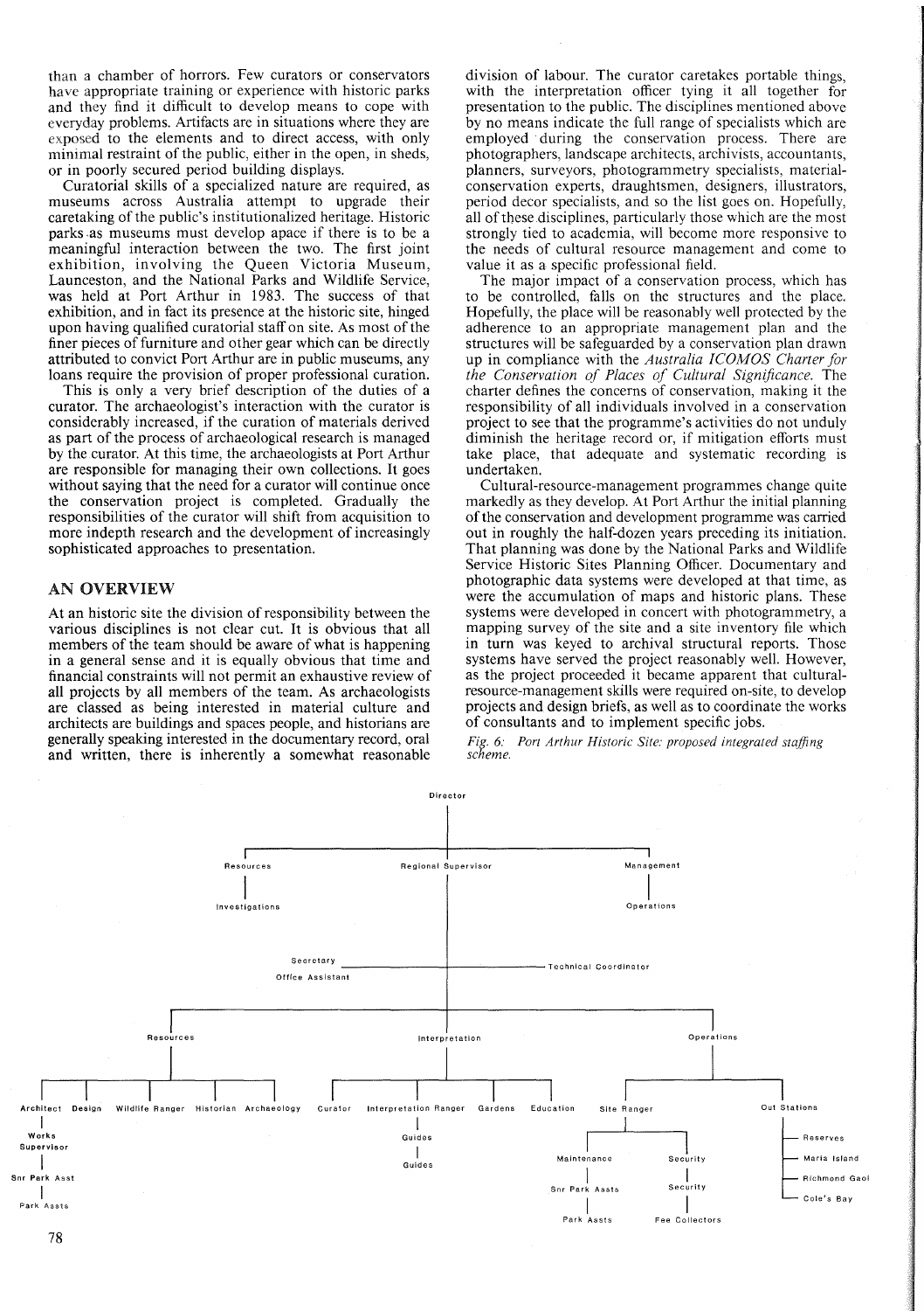than a chamber of horrors. Few curators or conservators have appropriate training or experience with historic parks and they find it difficult to develop means to cope with everyday problems. Artifacts are in situations where they are exposed to the elements and to direct access, with only minimal restraint of the public, either in the open, in sheds, or in poorly secured period building displays.

Curatorial skills of a specialized nature are required, as museums across Australia attempt to upgrade their caretaking of the public's institutionalized heritage. Historic parks as museums must develop apace if there is to be a meaningful interaction between the two. The first joint exhibition, involving the Queen Victoria Museum, Launceston, and the National Parks and Wildlife Service, was held at Port Arthur in 1983. The success of that exhibition, and in fact its presence at the historic site, hinged upon having qualified curatorial staff on site. As most of the finer pieces of furniture and other gear which can be directly attributed to convict Port Arthur are in public museums, any loans require the provision of proper professional curation.

This is only a very brief description of the duties of a curator. The archaeologist's interaction with the curator is considerably increased, if the curation of materials derived as part of the process of archaeological research is managed by the curator. At this time, the archaeologists at Port Arthur are responsible for managing their own collections. It goes without saying that the need for a curator will continue once the conservation project is completed. Gradually the responsibilities of the curator will shift from acquisition to more indepth research and the development of increasingly sophisticated approaches to presentation.

## AN OVERVIEW

At an historic site the division of responsibility between the various disciplines is not clear cut. It is obvious that all members of the team should be aware of what is happening in a general sense and it is equally obvious that time and financial constraints will not permit an exhaustive review of all projects by all members of the team. As archaeologists are classed as being interested in material culture and architects are buildings and spaces people, and historians are generally speaking interested in the documentary record, oral and written, there is inherently a somewhat reasonable division of labour. The curator caretakes portable things, with the interpretation officer tying it all together for presentation to the public. The disciplines mentioned above by no means indicate the full range of specialists which are employed during the conservation process. There are photographers, landscape architects, archivists, accountants, planners, surveyors, photogrammetry specialists, material-conservation experts, draughtsmen, designers, illustrators, period decor specialists, and so the list goes on. Hopefully, all of these disciplines, particularly those which are the most strongly tied to academia, will become more responsive to the needs of cultural resource management and come to value it as a specific professional field.

The major impact of a conservation process, which has to be controlled, falls on the structures and the place. Hopefully, the place will be reasonably well protected by the adherence to an appropriate management plan and the structures will be safeguarded by a conservation plan drawn up in compliance with the *Australia ICOMOS Charter for the Conservation of Places of Cultural Significance*. The charter defines the concerns of conservation, making it the responsibility of all individuals involved in a conservation project to see that the programme's activities do not unduly diminish the heritage record or, if mitigation efforts must take place, that adequate and systematic recording is undertaken.

Cultural-resource-management programmes change quite markedly as they develop. At Port Arthur the initial planning of the conservation and development programme was carried out in roughly the half-dozen years preceding its initiation. That planning was done by the National Parks and Wildlife Service Historic Sites Planning Officer. Documentary and photographic data systems were developed at that time, as were the accumulation of maps and historic plans. These systems were developed in concert with photogrammetry, a mapping survey of the site and a site inventory file which in turn was keyed to archival structural reports. Those systems have served the project reasonably well. However, as the project proceeded it became apparent that cultural-resource-management skills were required on-site, to develop projects and design briefs, as well as to coordinate the works of consultants and to implement specific jobs.

*Fig. 6: Port Arthur Historic Site: proposed integrated staffing scheme.*

Director
Resources — Investigations
Regional Supervisor
Management — Operations
Secretary
Office Assistant
Technical Coordinator
Resources
Interpretation
Operations
Architect — Works Supervisor — Snr Park Asst — Park Assts
Design
Wildlife Ranger
Historian
Archaeology
Curator
Interpretation Ranger — Guides — Guides
Gardens
Education
Site Ranger
Maintenance — Snr Park Assts — Park Assts
Security — Security — Fee Collectors
Out Stations — Reserves — Maria Island — Richmond Gaol — Cole's Bay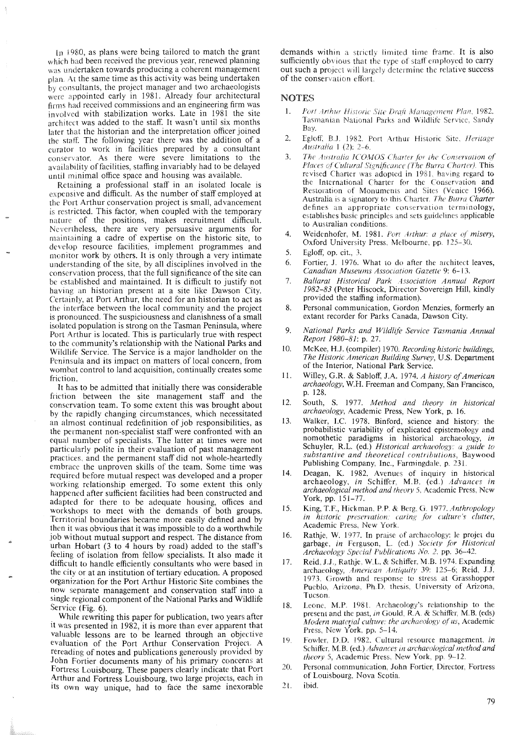In 1980, as plans were being tailored to match the grant which had been received the previous year, renewed planning was undertaken towards producing a coherent management plan. At the same time as this activity was being undertaken by consultants, the project manager and two archaeologists were appointed early in 1981. Already four architectural firms had received commissions and an engineering firm was involved with stabilization works. Late in 1981 the site architect was added to the staff. It wasn't until six months later that the historian and the interpretation officer joined the staff. The following year there was the addition of a curator to work in facilities prepared by a consultant conservator. As there were severe limitations to the availability of facilities, staffing invariably had to be delayed until minimal office space and housing was available.

Retaining a professional staff in an isolated locale is expensive and difficult. As the number of staff employed at the Port Arthur conservation project is small, advancement is restricted. This factor, when coupled with the temporary nature of the positions, makes recruitment difficult. Nevertheless, there are very persuasive arguments for maintaining a cadre of expertise on the historic site, to develop resource facilities, implement programmes and monitor work by others. It is only through a very intimate understanding of the site, by all disciplines involved in the conservation process, that the full significance of the site can be established and maintained. It is difficult to justify not having an historian present at a site like Dawson City. Certainly, at Port Arthur, the need for an historian to act as the interface between the local community and the project is pronounced. The suspiciousness and clanishness of a small isolated population is strong on the Tasman Peninsula, where Port Arthur is located. This is particularly true with respect to the community's relationship with the National Parks and Wildlife Service. The Service is a major landholder on the Peninsula and its impact on matters of local concern, from wombat control to land acquisition, continually creates some friction.

It has to be admitted that initially there was considerable friction between the site management staff and the conservation team. To some extent this was brought about by the rapidly changing circumstances, which necessitated an almost continual redefinition of job responsibilities, as the permanent non-specialist staff were confronted with an equal number of specialists. The latter at times were not particularly polite in their evaluation of past management practices, and the permanent staff did not whole-heartedly embrace the unproven skills of the team. Some time was required before mutual respect was developed and a proper working relationship emerged. To some extent this only happened after sufficient facilities had been constructed and adapted for there to be adequate housing, offices and workshops to meet with the demands of both groups. Territorial boundaries became more easily defined and by then it was obvious that it was impossible to do a worthwhile job without mutual support and respect. The distance from urban Hobart (3 to 4 hours by road) added to the staff's feeling of isolation from fellow specialists. It also made it difficult to handle efficiently consultants who were based in the city or at an institution of tertiary education. A proposed organization for the Port Arthur Historic Site combines the now separate management and conservation staff into a single regional component of the National Parks and Wildlife Service (Fig. 6).

While rewriting this paper for publication, two years after it was presented in 1982, it is more than ever apparent that valuable lessons are to be learned through an objective evaluation of the Port Arthur Conservation Project. A rereading of notes and publications generously provided by John Fortier documents many of his primary concerns at Fortress Louisbourg. These papers clearly indicate that Port Arthur and Fortress Louisbourg, two large projects, each in its own way unique, had to face the same inexorable demands within a strictly limited time frame. It is also sufficiently obvious that the type of staff employed to carry out such a project will largely determine the relative success of the conservation effort.

## NOTES

1. *Port Arthur Historic Site Draft Management Plan*, 1982. Tasmanian National Parks and Wildlife Service, Sandy Bay.
2. Egloff, B.J. 1982. Port Arthur Historic Site, *Heritage Australia* 1 (2): 2–6.
3. *The Australia ICOMOS Charter for the Conservation of Places of Cultural Significance (The Burra Charter)*. This revised Charter was adopted in 1981, having regard to the International Charter for the Conservation and Restoration of Monuments and Sites (Venice 1966). Australia is a signatory to this Charter. *The Burra Charter* defines an appropriate conservation terminology, establishes basic principles and sets guidelines applicable to Australian conditions.
4. Weidenhofer, M. 1981. *Port Arthur: a place of misery*, Oxford University Press, Melbourne, pp. 125–30.
5. Egloff, op. cit., 3.
6. Fortier, J. 1976. What to do after the architect leaves, *Canadian Museums Association Gazette* 9: 6–13.
7. *Ballarat Historical Park Association Annual Report 1982–83* (Peter Hiscock, Director Sovereign Hill, kindly provided the staffing information).
8. Personal communication, Gordon Menzies, formerly an extant recorder for Parks Canada, Dawson City.
9. *National Parks and Wildlife Service Tasmania Annual Report 1980–81*: p. 27.
10. McKee, H.J. (compiler) 1970. *Recording historic buildings, The Historic American Building Survey*, U.S. Department of the Interior, National Park Service.
11. Willey, G.R. & Sabloff, J.A. 1974. *A history of American archaeology*, W.H. Freeman and Company, San Francisco, p. 128.
12. South, S. 1977. *Method and theory in historical archaeology*, Academic Press, New York, p. 16.
13. Walker, I.C. 1978. Binford, science and history: the probabilistic variability of explicated epistemology and nomothetic paradigms in historical archaeology, *in* Schuyler, R.L. (ed.) *Historical archaeology: a guide to substantive and theoretical contributions*, Baywood Publishing Company, Inc., Farmingdale, p. 231.
14. Deagan, K. 1982. Avenues of inquiry in historical archaeology, *in* Schiffer, M.B. (ed.) *Advances in archaeological method and theory* 5, Academic Press, New York, pp. 151–77.
15. King, T.F., Hickman, P.P. & Berg, G. 1977. *Anthropology in historic preservation: caring for culture's clutter*, Academic Press, New York.
16. Rathje, W. 1977. In praise of archaeology: le projet du garbage, *in* Ferguson, L. (ed.) *Society for Historical Archaeology Special Publications No. 2*, pp. 36–42.
17. Reid, J.J., Rathje, W.L. & Schiffer, M.B. 1974. Expanding archaeology, *American Antiquity* 39: 125–6; Reid, J.J. 1973. Growth and response to stress at Grasshopper Pueblo, Arizona, Ph.D. thesis, University of Arizona, Tucson.
18. Leone, M.P. 1981. Archaeology's relationship to the present and the past, *in* Gould, R.A. & Schiffer, M.B. (eds) *Modern material culture: the archaeology of us*, Academic Press, New York, pp. 5–14.
19. Fowler, D.D. 1982. Cultural resource management, *in* Schiffer, M.B. (ed.) *Advances in archaeological method and theory* 5, Academic Press, New York, pp. 9–12.
20. Personal communication, John Fortier, Director, Fortress of Louisbourg, Nova Scotia.
21. ibid.